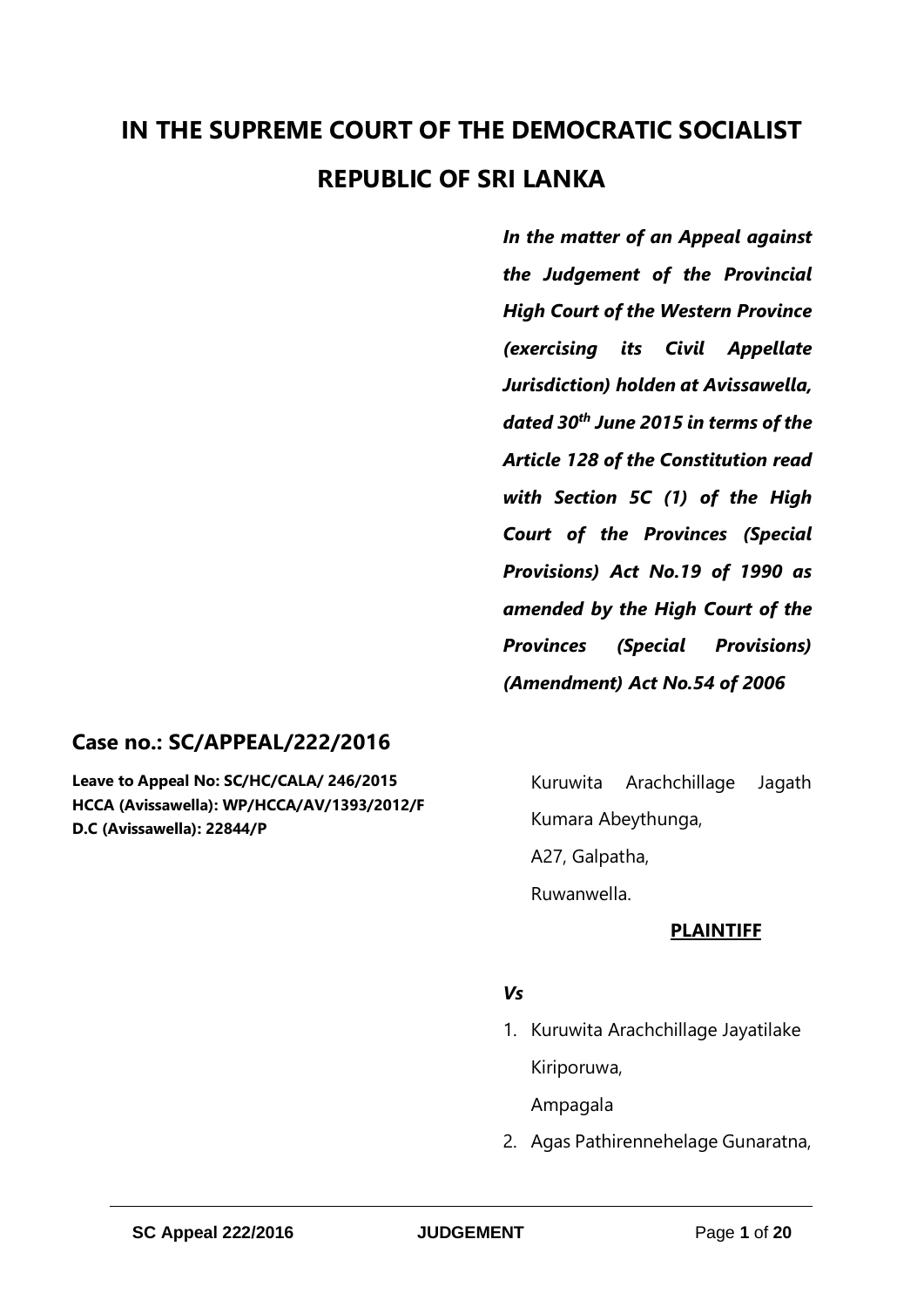# IN THE SUPREME COURT OF THE DEMOCRATIC SOCIALIST REPUBLIC OF SRI LANKA

***In the matter of an Appeal against the Judgement of the Provincial High Court of the Western Province (exercising its Civil Appellate Jurisdiction) holden at Avissawella, dated 30th June 2015 in terms of the Article 128 of the Constitution read with Section 5C (1) of the High Court of the Provinces (Special Provisions) Act No.19 of 1990 as amended by the High Court of the Provinces (Special Provisions) (Amendment) Act No.54 of 2006***

## Case no.: SC/APPEAL/222/2016

**Leave to Appeal No: SC/HC/CALA/ 246/2015**
**HCCA (Avissawella): WP/HCCA/AV/1393/2012/F**
**D.C (Avissawella): 22844/P**

Kuruwita Arachchillage Jagath Kumara Abeythunga,
A27, Galpatha,
Ruwanwella.

**PLAINTIFF**

***Vs***

1. Kuruwita Arachchillage Jayatilake
   Kiriporuwa,
   Ampagala
2. Agas Pathirennehelage Gunaratna,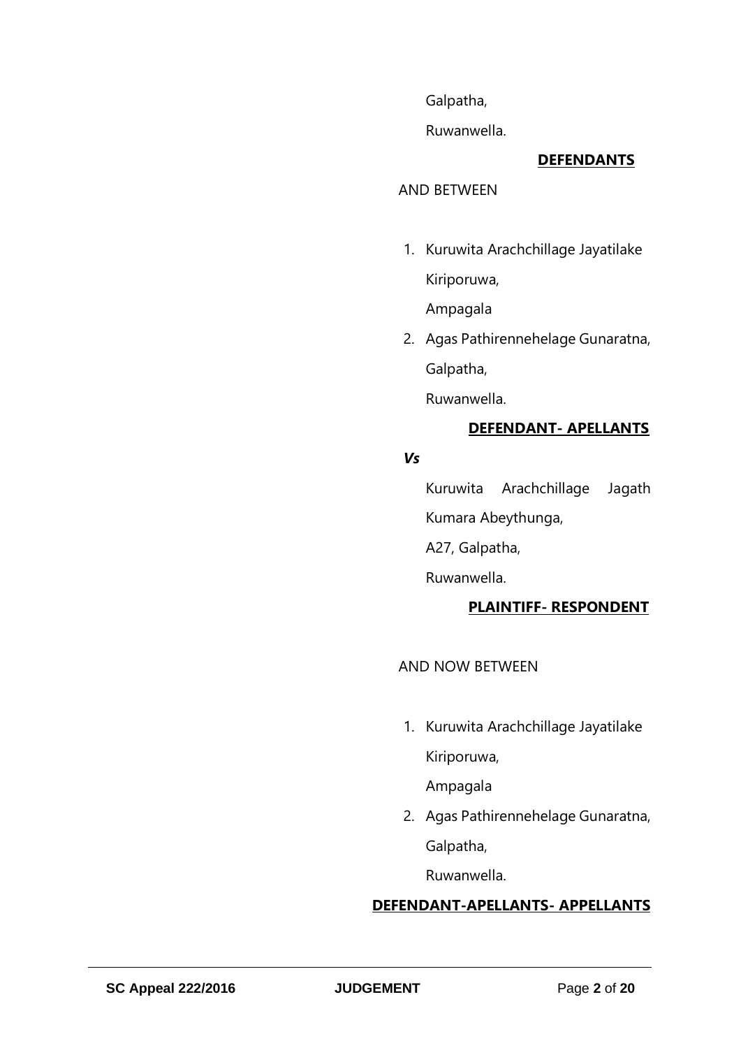Galpatha,

Ruwanwella.

**DEFENDANTS**

AND BETWEEN

1. Kuruwita Arachchillage Jayatilake
   Kiriporuwa,
   Ampagala
2. Agas Pathirennehelage Gunaratna,
   Galpatha,
   Ruwanwella.

**DEFENDANT- APELLANTS**

***Vs***

Kuruwita Arachchillage Jagath Kumara Abeythunga,

A27, Galpatha,

Ruwanwella.

**PLAINTIFF- RESPONDENT**

AND NOW BETWEEN

1. Kuruwita Arachchillage Jayatilake
   Kiriporuwa,
   Ampagala
2. Agas Pathirennehelage Gunaratna,
   Galpatha,
   Ruwanwella.

**DEFENDANT-APELLANTS- APPELLANTS**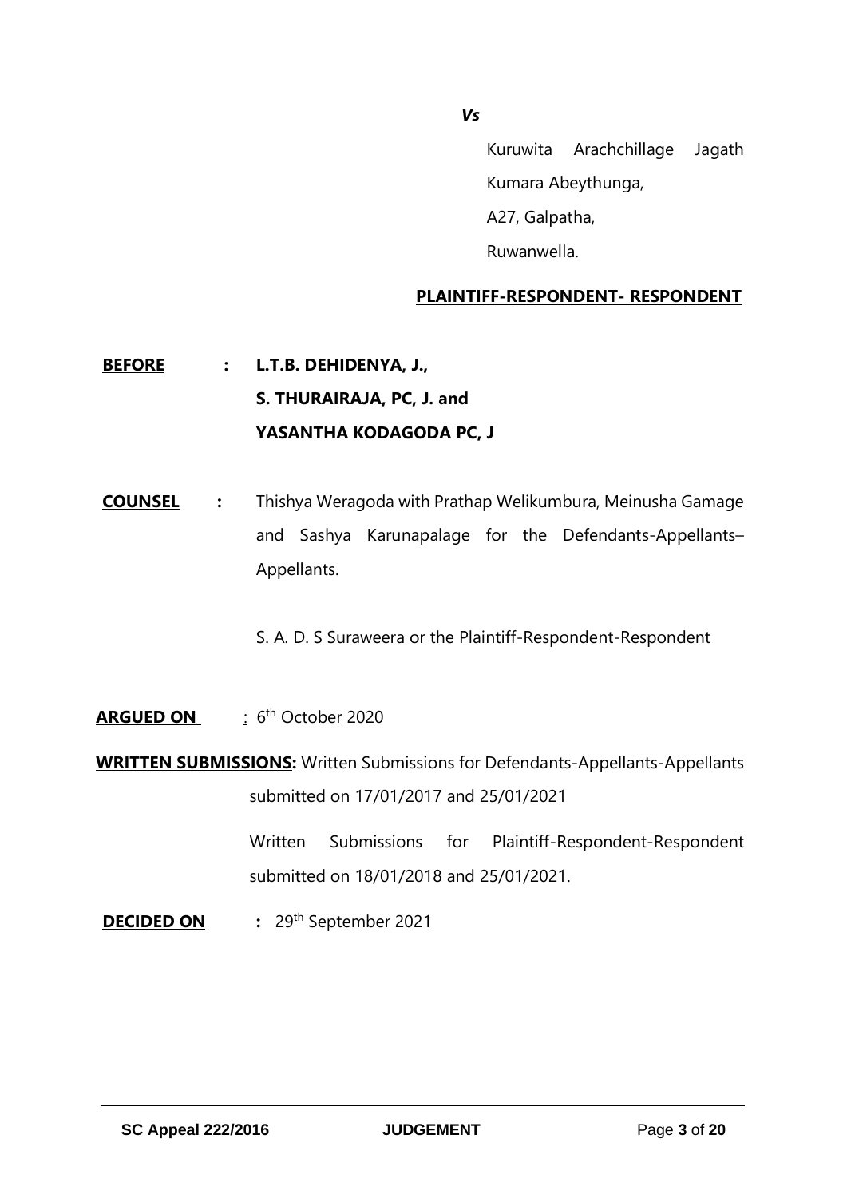***Vs***

Kuruwita Arachchillage Jagath Kumara Abeythunga,
A27, Galpatha,
Ruwanwella.

**PLAINTIFF-RESPONDENT- RESPONDENT**

**BEFORE** : **L.T.B. DEHIDENYA, J.,**
**S. THURAIRAJA, PC, J. and**
**YASANTHA KODAGODA PC, J**

**COUNSEL** : Thishya Weragoda with Prathap Welikumbura, Meinusha Gamage and Sashya Karunapalage for the Defendants-Appellants–Appellants.

S. A. D. S Suraweera or the Plaintiff-Respondent-Respondent

**ARGUED ON** : 6th October 2020

**WRITTEN SUBMISSIONS:** Written Submissions for Defendants-Appellants-Appellants submitted on 17/01/2017 and 25/01/2021

Written Submissions for Plaintiff-Respondent-Respondent submitted on 18/01/2018 and 25/01/2021.

**DECIDED ON** : 29th September 2021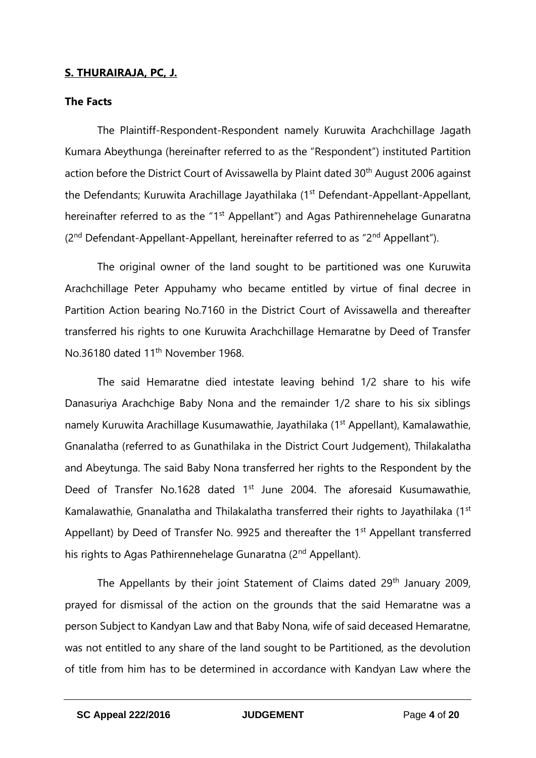**S. THURAIRAJA, PC, J.**

**The Facts**

The Plaintiff-Respondent-Respondent namely Kuruwita Arachchillage Jagath Kumara Abeythunga (hereinafter referred to as the "Respondent") instituted Partition action before the District Court of Avissawella by Plaint dated 30th August 2006 against the Defendants; Kuruwita Arachillage Jayathilaka (1st Defendant-Appellant-Appellant, hereinafter referred to as the "1st Appellant") and Agas Pathirennehelage Gunaratna (2nd Defendant-Appellant-Appellant, hereinafter referred to as "2nd Appellant").

The original owner of the land sought to be partitioned was one Kuruwita Arachchillage Peter Appuhamy who became entitled by virtue of final decree in Partition Action bearing No.7160 in the District Court of Avissawella and thereafter transferred his rights to one Kuruwita Arachchillage Hemaratne by Deed of Transfer No.36180 dated 11th November 1968.

The said Hemaratne died intestate leaving behind 1/2 share to his wife Danasuriya Arachchige Baby Nona and the remainder 1/2 share to his six siblings namely Kuruwita Arachillage Kusumawathie, Jayathilaka (1st Appellant), Kamalawathie, Gnanalatha (referred to as Gunathilaka in the District Court Judgement), Thilakalatha and Abeytunga. The said Baby Nona transferred her rights to the Respondent by the Deed of Transfer No.1628 dated 1st June 2004. The aforesaid Kusumawathie, Kamalawathie, Gnanalatha and Thilakalatha transferred their rights to Jayathilaka (1st Appellant) by Deed of Transfer No. 9925 and thereafter the 1st Appellant transferred his rights to Agas Pathirennehelage Gunaratna (2nd Appellant).

The Appellants by their joint Statement of Claims dated 29th January 2009, prayed for dismissal of the action on the grounds that the said Hemaratne was a person Subject to Kandyan Law and that Baby Nona, wife of said deceased Hemaratne, was not entitled to any share of the land sought to be Partitioned, as the devolution of title from him has to be determined in accordance with Kandyan Law where the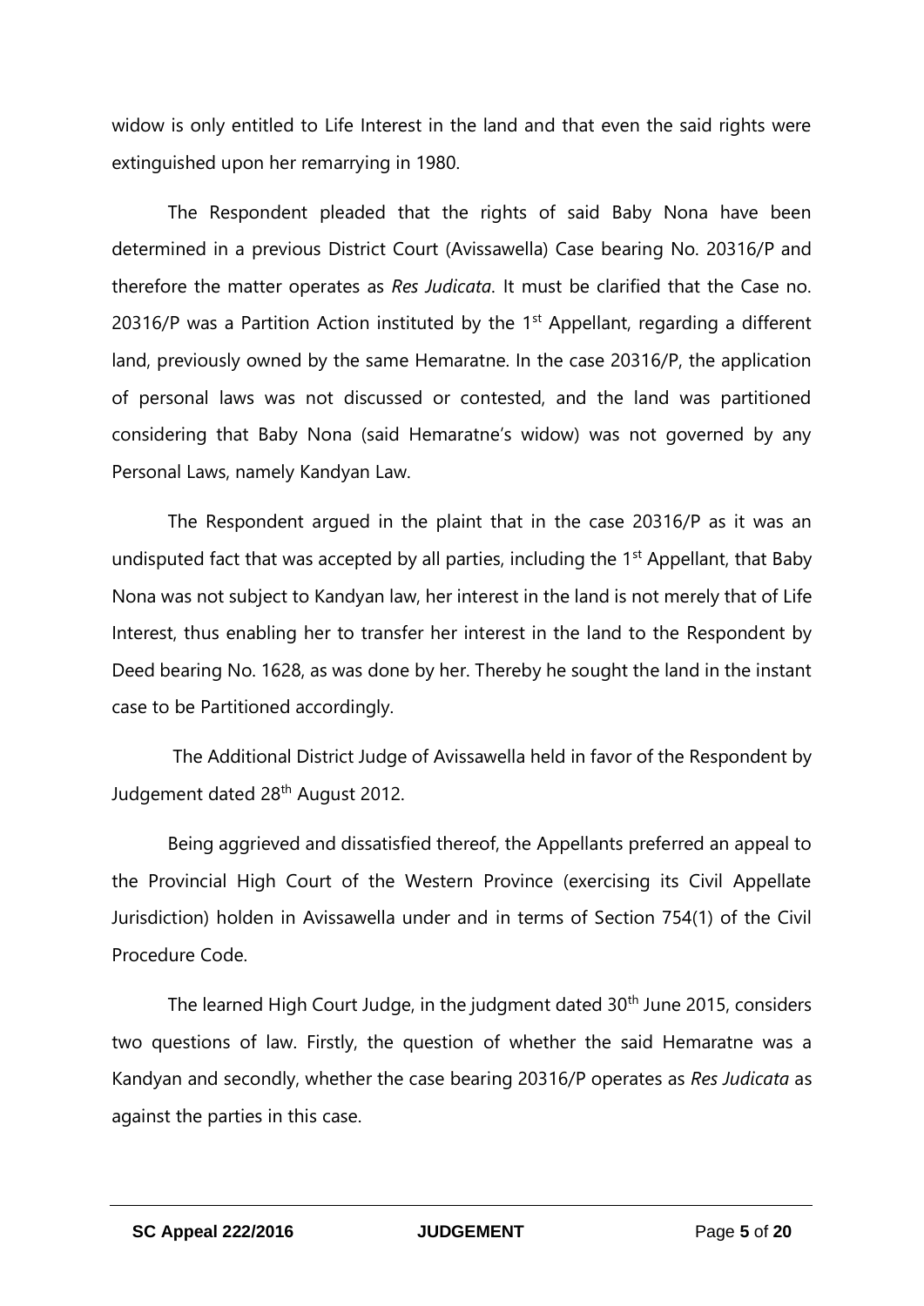widow is only entitled to Life Interest in the land and that even the said rights were extinguished upon her remarrying in 1980.

The Respondent pleaded that the rights of said Baby Nona have been determined in a previous District Court (Avissawella) Case bearing No. 20316/P and therefore the matter operates as *Res Judicata*. It must be clarified that the Case no. 20316/P was a Partition Action instituted by the 1st Appellant, regarding a different land, previously owned by the same Hemaratne. In the case 20316/P, the application of personal laws was not discussed or contested, and the land was partitioned considering that Baby Nona (said Hemaratne's widow) was not governed by any Personal Laws, namely Kandyan Law.

The Respondent argued in the plaint that in the case 20316/P as it was an undisputed fact that was accepted by all parties, including the 1st Appellant, that Baby Nona was not subject to Kandyan law, her interest in the land is not merely that of Life Interest, thus enabling her to transfer her interest in the land to the Respondent by Deed bearing No. 1628, as was done by her. Thereby he sought the land in the instant case to be Partitioned accordingly.

The Additional District Judge of Avissawella held in favor of the Respondent by Judgement dated 28th August 2012.

Being aggrieved and dissatisfied thereof, the Appellants preferred an appeal to the Provincial High Court of the Western Province (exercising its Civil Appellate Jurisdiction) holden in Avissawella under and in terms of Section 754(1) of the Civil Procedure Code.

The learned High Court Judge, in the judgment dated 30th June 2015, considers two questions of law. Firstly, the question of whether the said Hemaratne was a Kandyan and secondly, whether the case bearing 20316/P operates as *Res Judicata* as against the parties in this case.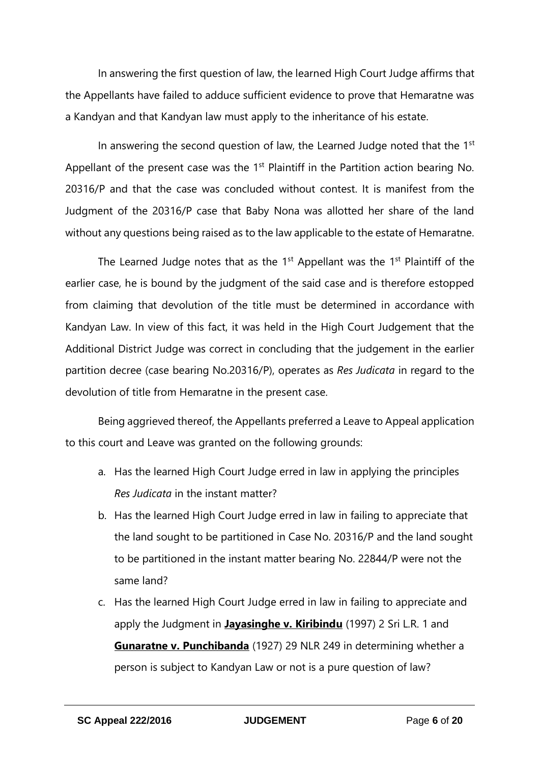In answering the first question of law, the learned High Court Judge affirms that the Appellants have failed to adduce sufficient evidence to prove that Hemaratne was a Kandyan and that Kandyan law must apply to the inheritance of his estate.

In answering the second question of law, the Learned Judge noted that the 1st Appellant of the present case was the 1st Plaintiff in the Partition action bearing No. 20316/P and that the case was concluded without contest. It is manifest from the Judgment of the 20316/P case that Baby Nona was allotted her share of the land without any questions being raised as to the law applicable to the estate of Hemaratne.

The Learned Judge notes that as the 1st Appellant was the 1st Plaintiff of the earlier case, he is bound by the judgment of the said case and is therefore estopped from claiming that devolution of the title must be determined in accordance with Kandyan Law. In view of this fact, it was held in the High Court Judgement that the Additional District Judge was correct in concluding that the judgement in the earlier partition decree (case bearing No.20316/P), operates as *Res Judicata* in regard to the devolution of title from Hemaratne in the present case.

Being aggrieved thereof, the Appellants preferred a Leave to Appeal application to this court and Leave was granted on the following grounds:

a. Has the learned High Court Judge erred in law in applying the principles *Res Judicata* in the instant matter?
b. Has the learned High Court Judge erred in law in failing to appreciate that the land sought to be partitioned in Case No. 20316/P and the land sought to be partitioned in the instant matter bearing No. 22844/P were not the same land?
c. Has the learned High Court Judge erred in law in failing to appreciate and apply the Judgment in **Jayasinghe v. Kiribindu** (1997) 2 Sri L.R. 1 and **Gunaratne v. Punchibanda** (1927) 29 NLR 249 in determining whether a person is subject to Kandyan Law or not is a pure question of law?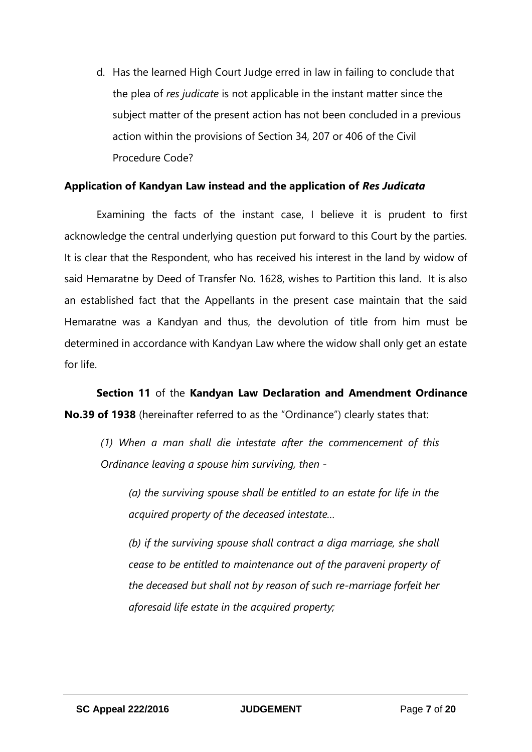d. Has the learned High Court Judge erred in law in failing to conclude that the plea of *res judicate* is not applicable in the instant matter since the subject matter of the present action has not been concluded in a previous action within the provisions of Section 34, 207 or 406 of the Civil Procedure Code?

**Application of Kandyan Law instead and the application of *Res Judicata***

Examining the facts of the instant case, I believe it is prudent to first acknowledge the central underlying question put forward to this Court by the parties. It is clear that the Respondent, who has received his interest in the land by widow of said Hemaratne by Deed of Transfer No. 1628, wishes to Partition this land. It is also an established fact that the Appellants in the present case maintain that the said Hemaratne was a Kandyan and thus, the devolution of title from him must be determined in accordance with Kandyan Law where the widow shall only get an estate for life.

**Section 11** of the **Kandyan Law Declaration and Amendment Ordinance No.39 of 1938** (hereinafter referred to as the "Ordinance") clearly states that:

> *(1) When a man shall die intestate after the commencement of this Ordinance leaving a spouse him surviving, then -*
>
> > *(a) the surviving spouse shall be entitled to an estate for life in the acquired property of the deceased intestate…*
> >
> > *(b) if the surviving spouse shall contract a diga marriage, she shall cease to be entitled to maintenance out of the paraveni property of the deceased but shall not by reason of such re-marriage forfeit her aforesaid life estate in the acquired property;*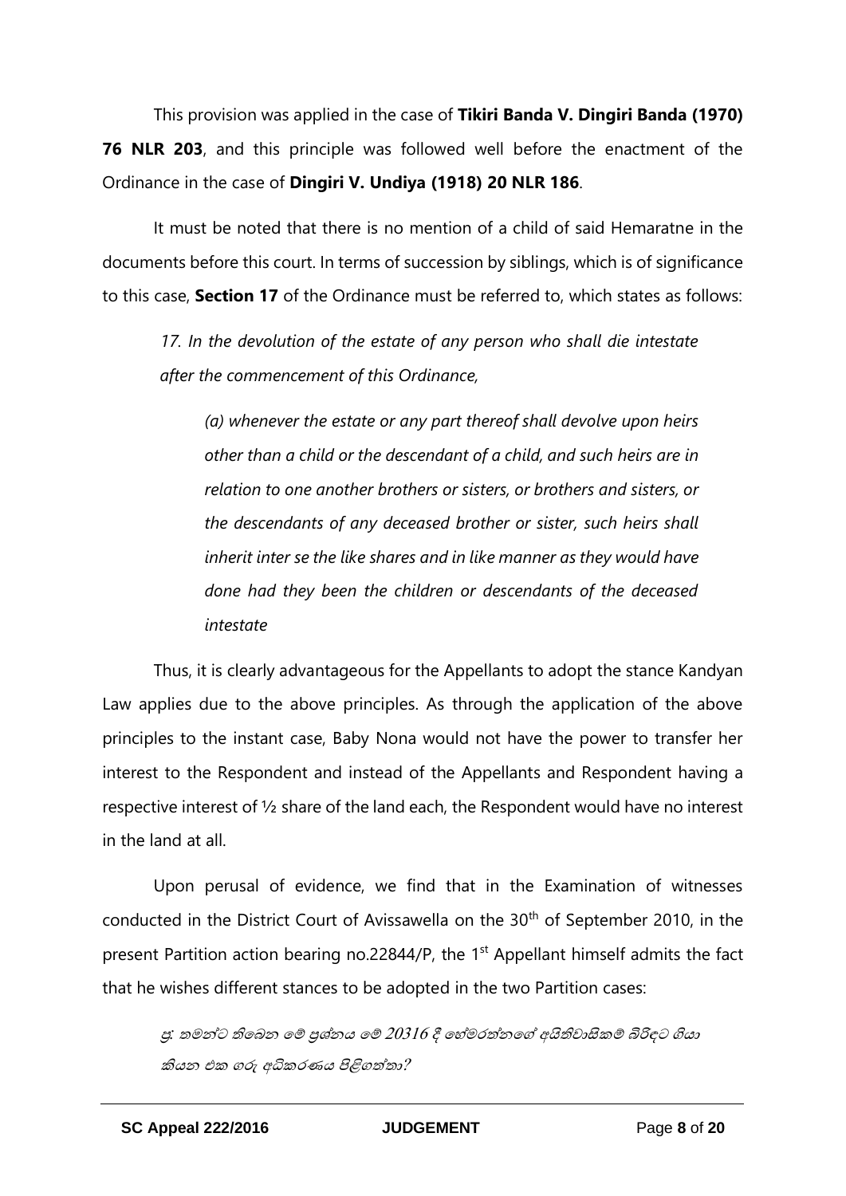This provision was applied in the case of **Tikiri Banda V. Dingiri Banda (1970) 76 NLR 203**, and this principle was followed well before the enactment of the Ordinance in the case of **Dingiri V. Undiya (1918) 20 NLR 186**.

It must be noted that there is no mention of a child of said Hemaratne in the documents before this court. In terms of succession by siblings, which is of significance to this case, **Section 17** of the Ordinance must be referred to, which states as follows:

> *17. In the devolution of the estate of any person who shall die intestate after the commencement of this Ordinance,*
>
> > *(a) whenever the estate or any part thereof shall devolve upon heirs other than a child or the descendant of a child, and such heirs are in relation to one another brothers or sisters, or brothers and sisters, or the descendants of any deceased brother or sister, such heirs shall inherit inter se the like shares and in like manner as they would have done had they been the children or descendants of the deceased intestate*

Thus, it is clearly advantageous for the Appellants to adopt the stance Kandyan Law applies due to the above principles. As through the application of the above principles to the instant case, Baby Nona would not have the power to transfer her interest to the Respondent and instead of the Appellants and Respondent having a respective interest of ½ share of the land each, the Respondent would have no interest in the land at all.

Upon perusal of evidence, we find that in the Examination of witnesses conducted in the District Court of Avissawella on the 30th of September 2010, in the present Partition action bearing no.22844/P, the 1st Appellant himself admits the fact that he wishes different stances to be adopted in the two Partition cases:

> *ප්‍ර: තමන්ට තිබෙන මේ ප්‍රශ්නය මේ 20316 දී හේමරත්නගේ අයිතිවාසිකම් බිරිඳට ගියා කියන එක ගරු අධිකරණය පිළිගත්තා?*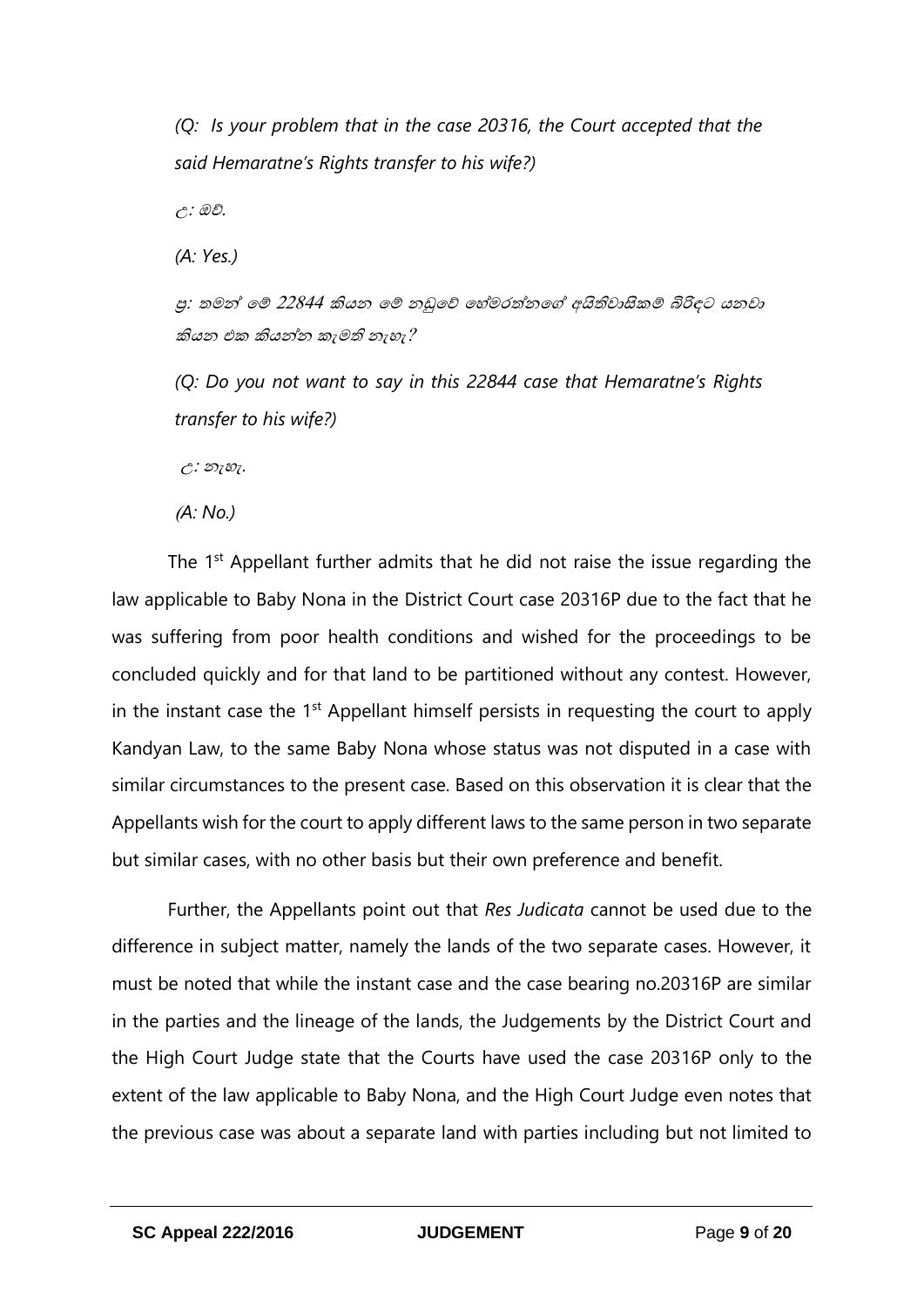*(Q: Is your problem that in the case 20316, the Court accepted that the said Hemaratne's Rights transfer to his wife?)*

*උ: ඔව්.*

*(A: Yes.)*

*ප්‍ර: තමන් මේ 22844 කියන මේ නඩුවේ හේමරත්නගේ අයිතිවාසිකම් බිරිඳට යනවා කියන එක කියන්න කැමති නැහැ?*

*(Q: Do you not want to say in this 22844 case that Hemaratne's Rights transfer to his wife?)*

*උ: නැහැ.*

*(A: No.)*

The 1st Appellant further admits that he did not raise the issue regarding the law applicable to Baby Nona in the District Court case 20316P due to the fact that he was suffering from poor health conditions and wished for the proceedings to be concluded quickly and for that land to be partitioned without any contest. However, in the instant case the 1st Appellant himself persists in requesting the court to apply Kandyan Law, to the same Baby Nona whose status was not disputed in a case with similar circumstances to the present case. Based on this observation it is clear that the Appellants wish for the court to apply different laws to the same person in two separate but similar cases, with no other basis but their own preference and benefit.

Further, the Appellants point out that *Res Judicata* cannot be used due to the difference in subject matter, namely the lands of the two separate cases. However, it must be noted that while the instant case and the case bearing no.20316P are similar in the parties and the lineage of the lands, the Judgements by the District Court and the High Court Judge state that the Courts have used the case 20316P only to the extent of the law applicable to Baby Nona, and the High Court Judge even notes that the previous case was about a separate land with parties including but not limited to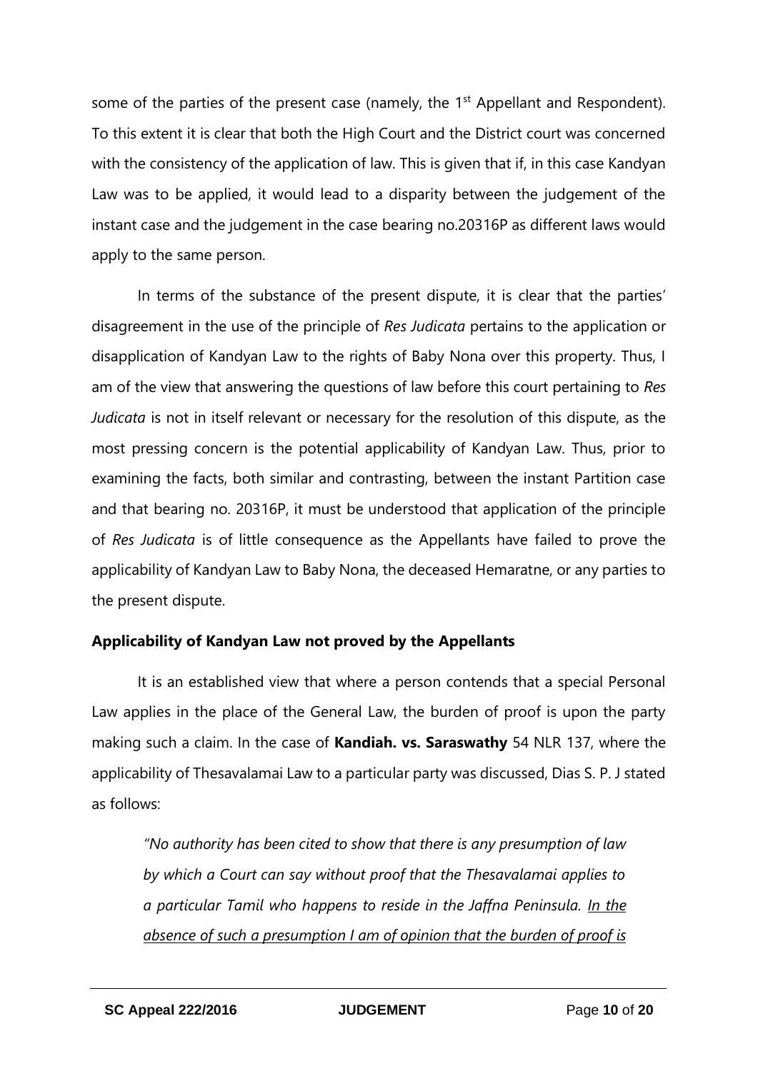some of the parties of the present case (namely, the 1st Appellant and Respondent). To this extent it is clear that both the High Court and the District court was concerned with the consistency of the application of law. This is given that if, in this case Kandyan Law was to be applied, it would lead to a disparity between the judgement of the instant case and the judgement in the case bearing no.20316P as different laws would apply to the same person.

In terms of the substance of the present dispute, it is clear that the parties' disagreement in the use of the principle of *Res Judicata* pertains to the application or disapplication of Kandyan Law to the rights of Baby Nona over this property. Thus, I am of the view that answering the questions of law before this court pertaining to *Res Judicata* is not in itself relevant or necessary for the resolution of this dispute, as the most pressing concern is the potential applicability of Kandyan Law. Thus, prior to examining the facts, both similar and contrasting, between the instant Partition case and that bearing no. 20316P, it must be understood that application of the principle of *Res Judicata* is of little consequence as the Appellants have failed to prove the applicability of Kandyan Law to Baby Nona, the deceased Hemaratne, or any parties to the present dispute.

**Applicability of Kandyan Law not proved by the Appellants**

It is an established view that where a person contends that a special Personal Law applies in the place of the General Law, the burden of proof is upon the party making such a claim. In the case of **Kandiah. vs. Saraswathy** 54 NLR 137, where the applicability of Thesavalamai Law to a particular party was discussed, Dias S. P. J stated as follows:

> *"No authority has been cited to show that there is any presumption of law by which a Court can say without proof that the Thesavalamai applies to a particular Tamil who happens to reside in the Jaffna Peninsula. <u>In the absence of such a presumption I am of opinion that the burden of proof is</u>*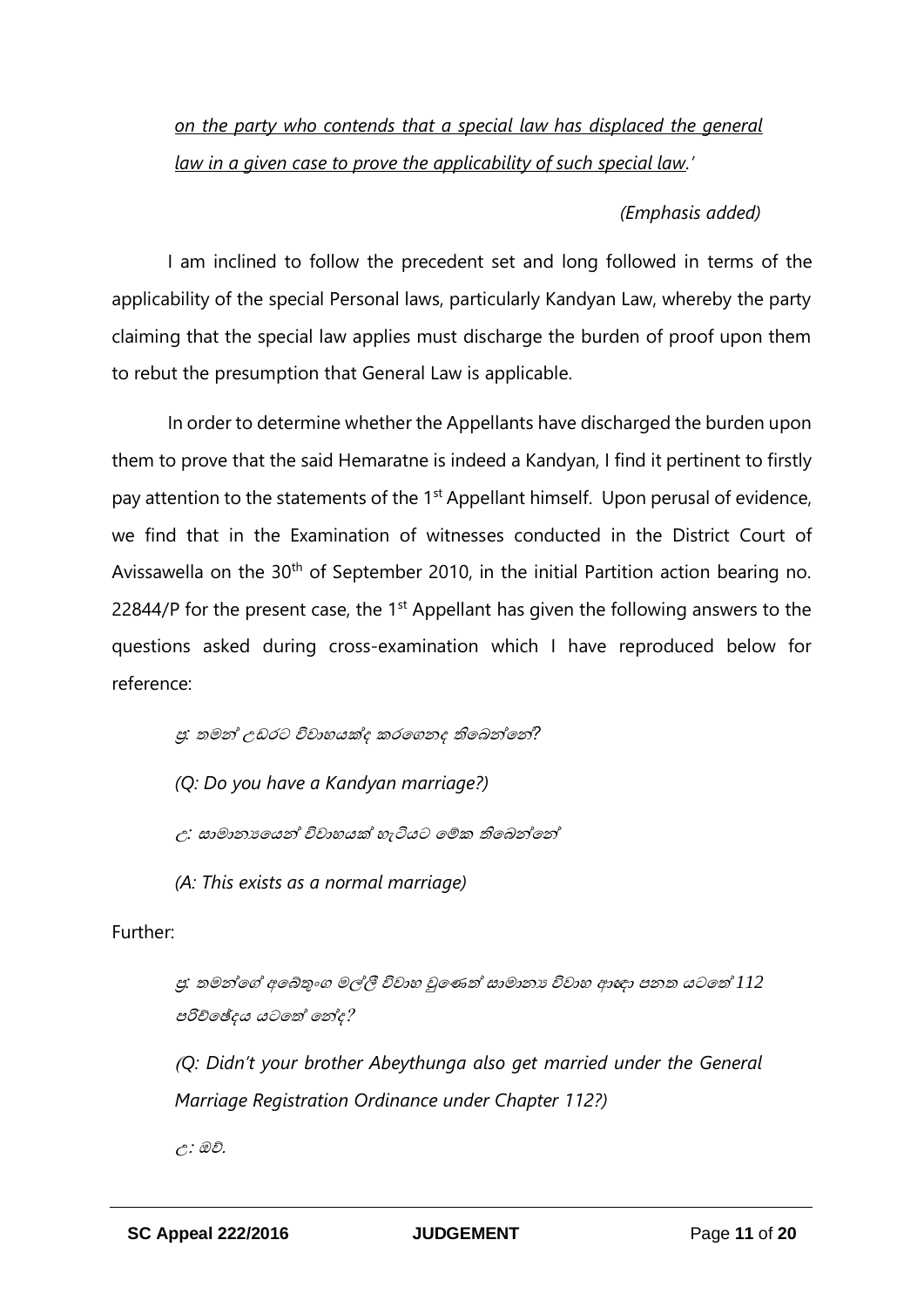*on the party who contends that a special law has displaced the general law in a given case to prove the applicability of such special law.'*

*(Emphasis added)*

I am inclined to follow the precedent set and long followed in terms of the applicability of the special Personal laws, particularly Kandyan Law, whereby the party claiming that the special law applies must discharge the burden of proof upon them to rebut the presumption that General Law is applicable.

In order to determine whether the Appellants have discharged the burden upon them to prove that the said Hemaratne is indeed a Kandyan, I find it pertinent to firstly pay attention to the statements of the 1st Appellant himself. Upon perusal of evidence, we find that in the Examination of witnesses conducted in the District Court of Avissawella on the 30th of September 2010, in the initial Partition action bearing no. 22844/P for the present case, the 1st Appellant has given the following answers to the questions asked during cross-examination which I have reproduced below for reference:

> *ප්‍ර: තමන් උඩරට විවාහයක්ද කරගෙනද තිබෙන්නේ?*
>
> *(Q: Do you have a Kandyan marriage?)*
>
> *උ: සාමාන්‍යයෙන් විවාහයක් හැටියට මෙක තිබෙන්නේ*
>
> *(A: This exists as a normal marriage)*

Further:

> *ප්‍ර: තමන්ගේ අබේතුංග මල්ලී විවාහ වුණෙත් සාමාන්‍ය විවාහ ආඥා පනත යටතේ 112 පරිච්ඡේදය යටතේ නේද?*
>
> *(Q: Didn't your brother Abeythunga also get married under the General Marriage Registration Ordinance under Chapter 112?)*
>
> *උ: ඔව්.*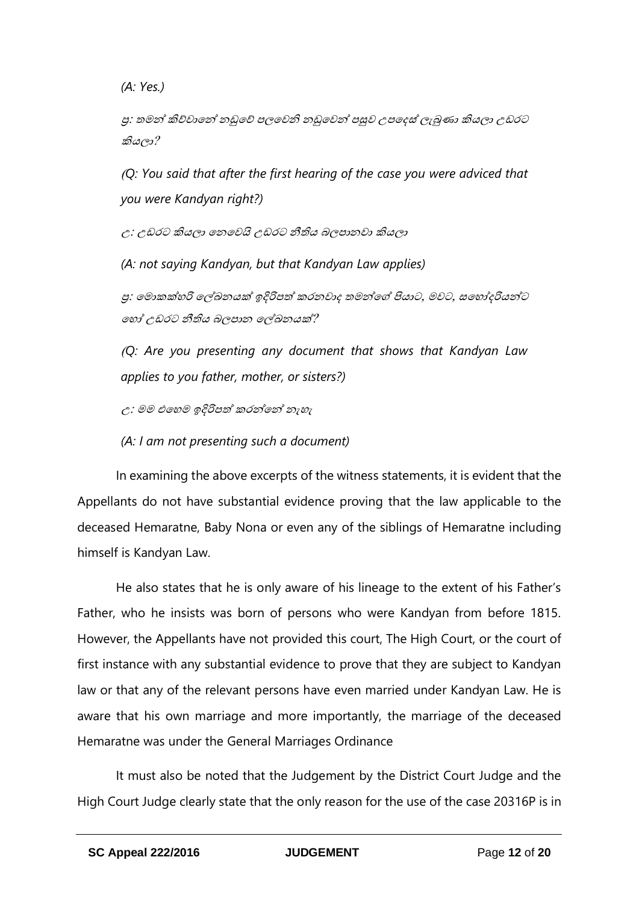*(A: Yes.)*

*ප්‍ර: තමන් කිව්වානේ නඩුවේ පලවෙනි නඩුවෙන් පසුව උපදෙස් ලැබුණා කියලා උඩරට කියලා?*

*(Q: You said that after the first hearing of the case you were adviced that you were Kandyan right?)*

*උ: උඩරට කියලා නෙවෙයි උඩරට නීතිය බලපානවා කියලා*

*(A: not saying Kandyan, but that Kandyan Law applies)*

*ප්‍ර: මොකක්හරි ලේඛනයක් ඉදිරිපත් කරනවාද තමන්ගේ පියාට, මවට, සහෝදරියන්ට හෝ උඩරට නීතිය බලපාන ලේඛනයක්?*

*(Q: Are you presenting any document that shows that Kandyan Law applies to you father, mother, or sisters?)*

*උ: මම එහෙම ඉදිරිපත් කරන්නේ නැහැ*

*(A: I am not presenting such a document)*

In examining the above excerpts of the witness statements, it is evident that the Appellants do not have substantial evidence proving that the law applicable to the deceased Hemaratne, Baby Nona or even any of the siblings of Hemaratne including himself is Kandyan Law.

He also states that he is only aware of his lineage to the extent of his Father's Father, who he insists was born of persons who were Kandyan from before 1815. However, the Appellants have not provided this court, The High Court, or the court of first instance with any substantial evidence to prove that they are subject to Kandyan law or that any of the relevant persons have even married under Kandyan Law. He is aware that his own marriage and more importantly, the marriage of the deceased Hemaratne was under the General Marriages Ordinance

It must also be noted that the Judgement by the District Court Judge and the High Court Judge clearly state that the only reason for the use of the case 20316P is in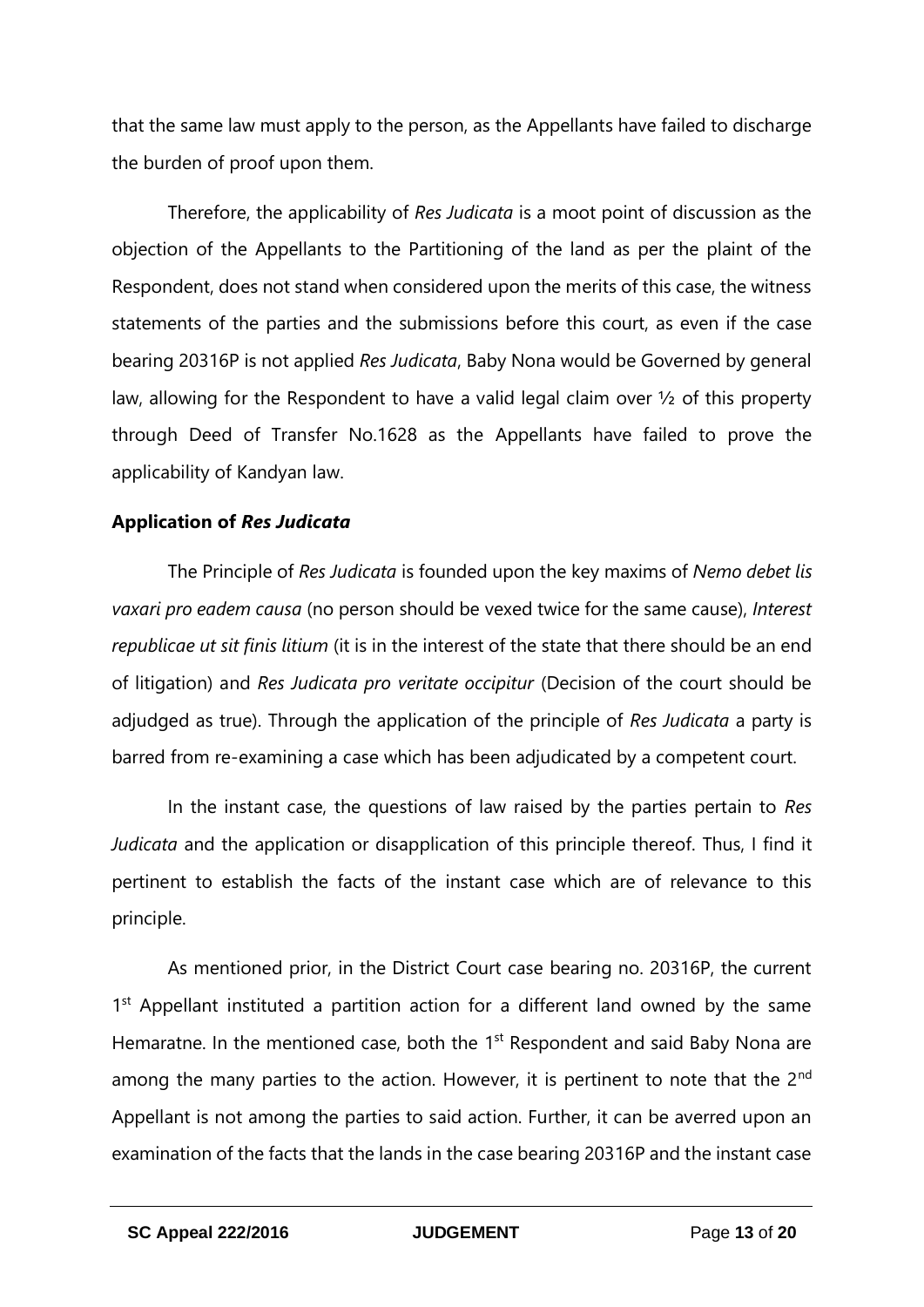that the same law must apply to the person, as the Appellants have failed to discharge the burden of proof upon them.

Therefore, the applicability of *Res Judicata* is a moot point of discussion as the objection of the Appellants to the Partitioning of the land as per the plaint of the Respondent, does not stand when considered upon the merits of this case, the witness statements of the parties and the submissions before this court, as even if the case bearing 20316P is not applied *Res Judicata*, Baby Nona would be Governed by general law, allowing for the Respondent to have a valid legal claim over ½ of this property through Deed of Transfer No.1628 as the Appellants have failed to prove the applicability of Kandyan law.

**Application of *Res Judicata***

The Principle of *Res Judicata* is founded upon the key maxims of *Nemo debet lis vaxari pro eadem causa* (no person should be vexed twice for the same cause), *Interest republicae ut sit finis litium* (it is in the interest of the state that there should be an end of litigation) and *Res Judicata pro veritate occipitur* (Decision of the court should be adjudged as true). Through the application of the principle of *Res Judicata* a party is barred from re-examining a case which has been adjudicated by a competent court.

In the instant case, the questions of law raised by the parties pertain to *Res Judicata* and the application or disapplication of this principle thereof. Thus, I find it pertinent to establish the facts of the instant case which are of relevance to this principle.

As mentioned prior, in the District Court case bearing no. 20316P, the current 1st Appellant instituted a partition action for a different land owned by the same Hemaratne. In the mentioned case, both the 1st Respondent and said Baby Nona are among the many parties to the action. However, it is pertinent to note that the 2nd Appellant is not among the parties to said action. Further, it can be averred upon an examination of the facts that the lands in the case bearing 20316P and the instant case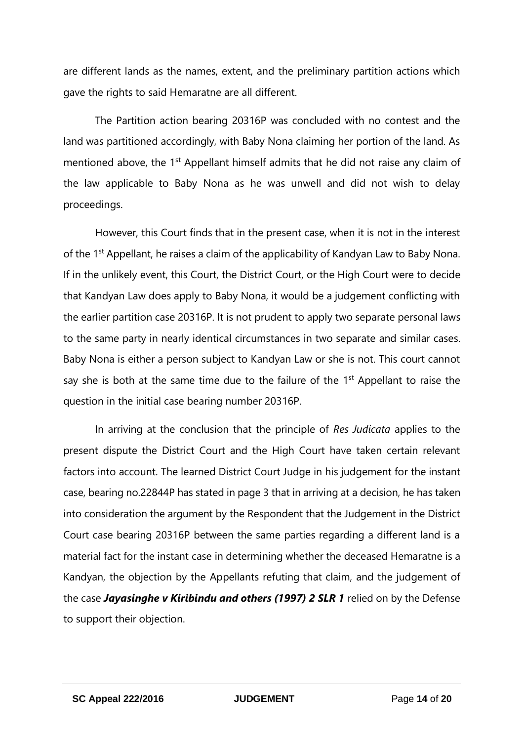are different lands as the names, extent, and the preliminary partition actions which gave the rights to said Hemaratne are all different.

The Partition action bearing 20316P was concluded with no contest and the land was partitioned accordingly, with Baby Nona claiming her portion of the land. As mentioned above, the 1st Appellant himself admits that he did not raise any claim of the law applicable to Baby Nona as he was unwell and did not wish to delay proceedings.

However, this Court finds that in the present case, when it is not in the interest of the 1st Appellant, he raises a claim of the applicability of Kandyan Law to Baby Nona. If in the unlikely event, this Court, the District Court, or the High Court were to decide that Kandyan Law does apply to Baby Nona, it would be a judgement conflicting with the earlier partition case 20316P. It is not prudent to apply two separate personal laws to the same party in nearly identical circumstances in two separate and similar cases. Baby Nona is either a person subject to Kandyan Law or she is not. This court cannot say she is both at the same time due to the failure of the 1st Appellant to raise the question in the initial case bearing number 20316P.

In arriving at the conclusion that the principle of *Res Judicata* applies to the present dispute the District Court and the High Court have taken certain relevant factors into account. The learned District Court Judge in his judgement for the instant case, bearing no.22844P has stated in page 3 that in arriving at a decision, he has taken into consideration the argument by the Respondent that the Judgement in the District Court case bearing 20316P between the same parties regarding a different land is a material fact for the instant case in determining whether the deceased Hemaratne is a Kandyan, the objection by the Appellants refuting that claim, and the judgement of the case ***Jayasinghe v Kiribindu and others (1997) 2 SLR 1*** relied on by the Defense to support their objection.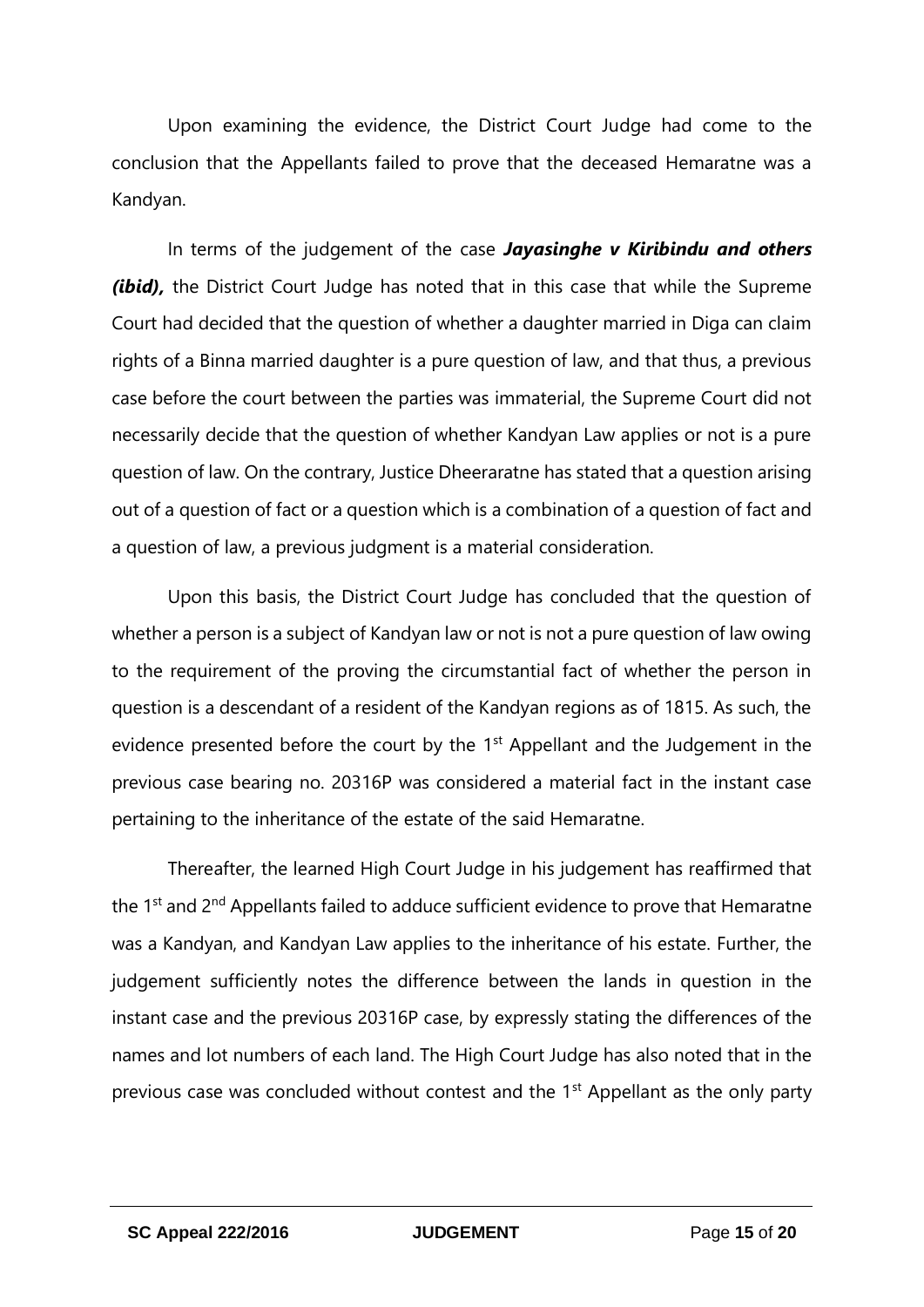Upon examining the evidence, the District Court Judge had come to the conclusion that the Appellants failed to prove that the deceased Hemaratne was a Kandyan.

In terms of the judgement of the case ***Jayasinghe v Kiribindu and others (ibid),*** the District Court Judge has noted that in this case that while the Supreme Court had decided that the question of whether a daughter married in Diga can claim rights of a Binna married daughter is a pure question of law, and that thus, a previous case before the court between the parties was immaterial, the Supreme Court did not necessarily decide that the question of whether Kandyan Law applies or not is a pure question of law. On the contrary, Justice Dheeraratne has stated that a question arising out of a question of fact or a question which is a combination of a question of fact and a question of law, a previous judgment is a material consideration.

Upon this basis, the District Court Judge has concluded that the question of whether a person is a subject of Kandyan law or not is not a pure question of law owing to the requirement of the proving the circumstantial fact of whether the person in question is a descendant of a resident of the Kandyan regions as of 1815. As such, the evidence presented before the court by the 1st Appellant and the Judgement in the previous case bearing no. 20316P was considered a material fact in the instant case pertaining to the inheritance of the estate of the said Hemaratne.

Thereafter, the learned High Court Judge in his judgement has reaffirmed that the 1st and 2nd Appellants failed to adduce sufficient evidence to prove that Hemaratne was a Kandyan, and Kandyan Law applies to the inheritance of his estate. Further, the judgement sufficiently notes the difference between the lands in question in the instant case and the previous 20316P case, by expressly stating the differences of the names and lot numbers of each land. The High Court Judge has also noted that in the previous case was concluded without contest and the 1st Appellant as the only party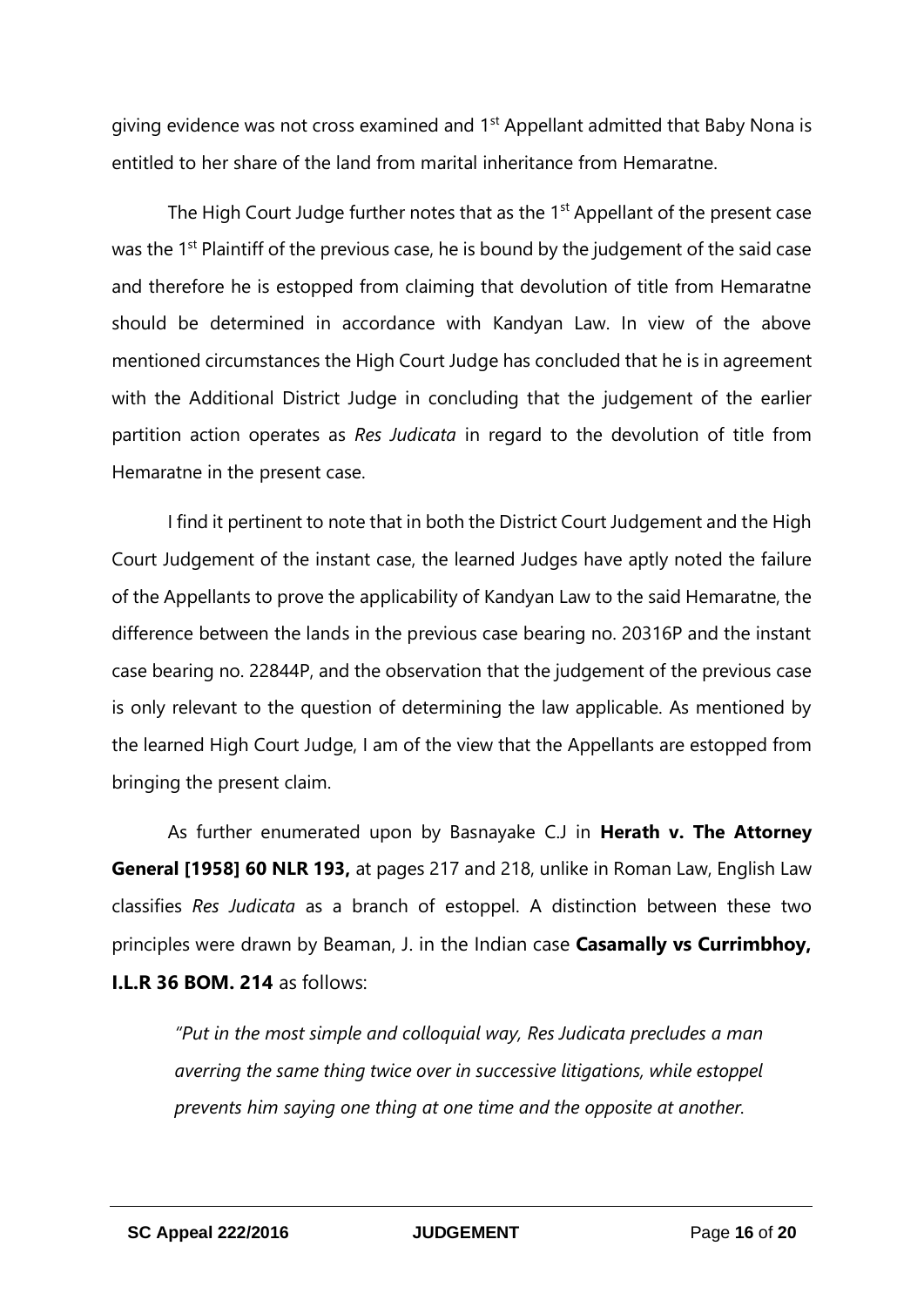giving evidence was not cross examined and 1st Appellant admitted that Baby Nona is entitled to her share of the land from marital inheritance from Hemaratne.

The High Court Judge further notes that as the 1st Appellant of the present case was the 1st Plaintiff of the previous case, he is bound by the judgement of the said case and therefore he is estopped from claiming that devolution of title from Hemaratne should be determined in accordance with Kandyan Law. In view of the above mentioned circumstances the High Court Judge has concluded that he is in agreement with the Additional District Judge in concluding that the judgement of the earlier partition action operates as *Res Judicata* in regard to the devolution of title from Hemaratne in the present case.

I find it pertinent to note that in both the District Court Judgement and the High Court Judgement of the instant case, the learned Judges have aptly noted the failure of the Appellants to prove the applicability of Kandyan Law to the said Hemaratne, the difference between the lands in the previous case bearing no. 20316P and the instant case bearing no. 22844P, and the observation that the judgement of the previous case is only relevant to the question of determining the law applicable. As mentioned by the learned High Court Judge, I am of the view that the Appellants are estopped from bringing the present claim.

As further enumerated upon by Basnayake C.J in **Herath v. The Attorney General [1958] 60 NLR 193,** at pages 217 and 218, unlike in Roman Law, English Law classifies *Res Judicata* as a branch of estoppel. A distinction between these two principles were drawn by Beaman, J. in the Indian case **Casamally vs Currimbhoy, I.L.R 36 BOM. 214** as follows:

> *"Put in the most simple and colloquial way, Res Judicata precludes a man averring the same thing twice over in successive litigations, while estoppel prevents him saying one thing at one time and the opposite at another.*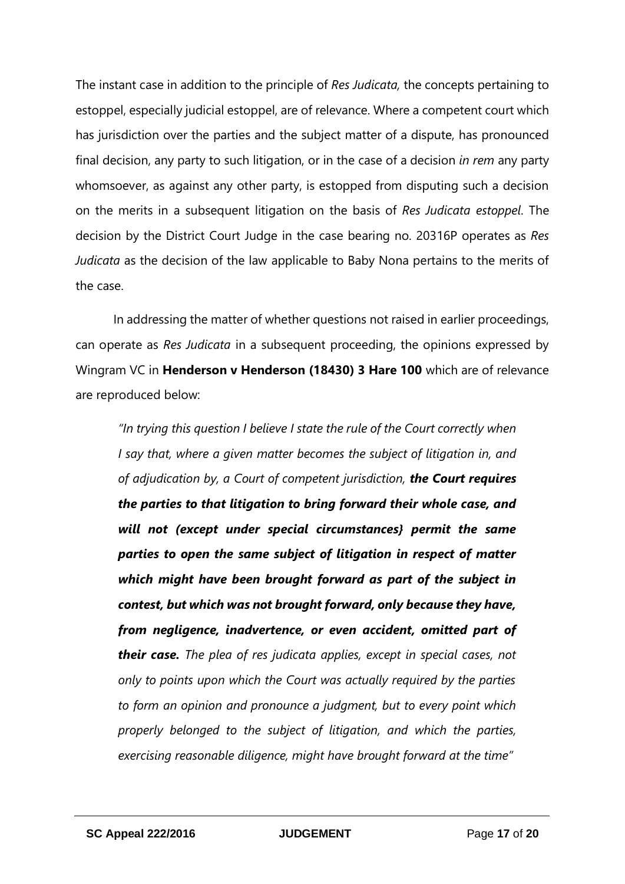The instant case in addition to the principle of *Res Judicata,* the concepts pertaining to estoppel, especially judicial estoppel, are of relevance. Where a competent court which has jurisdiction over the parties and the subject matter of a dispute, has pronounced final decision, any party to such litigation, or in the case of a decision *in rem* any party whomsoever, as against any other party, is estopped from disputing such a decision on the merits in a subsequent litigation on the basis of *Res Judicata estoppel*. The decision by the District Court Judge in the case bearing no. 20316P operates as *Res Judicata* as the decision of the law applicable to Baby Nona pertains to the merits of the case.

In addressing the matter of whether questions not raised in earlier proceedings, can operate as *Res Judicata* in a subsequent proceeding, the opinions expressed by Wingram VC in **Henderson v Henderson (18430) 3 Hare 100** which are of relevance are reproduced below:

> *"In trying this question I believe I state the rule of the Court correctly when I say that, where a given matter becomes the subject of litigation in, and of adjudication by, a Court of competent jurisdiction,* ***the Court requires the parties to that litigation to bring forward their whole case, and will not (except under special circumstances} permit the same parties to open the same subject of litigation in respect of matter which might have been brought forward as part of the subject in contest, but which was not brought forward, only because they have, from negligence, inadvertence, or even accident, omitted part of their case.*** *The plea of res judicata applies, except in special cases, not only to points upon which the Court was actually required by the parties to form an opinion and pronounce a judgment, but to every point which properly belonged to the subject of litigation, and which the parties, exercising reasonable diligence, might have brought forward at the time"*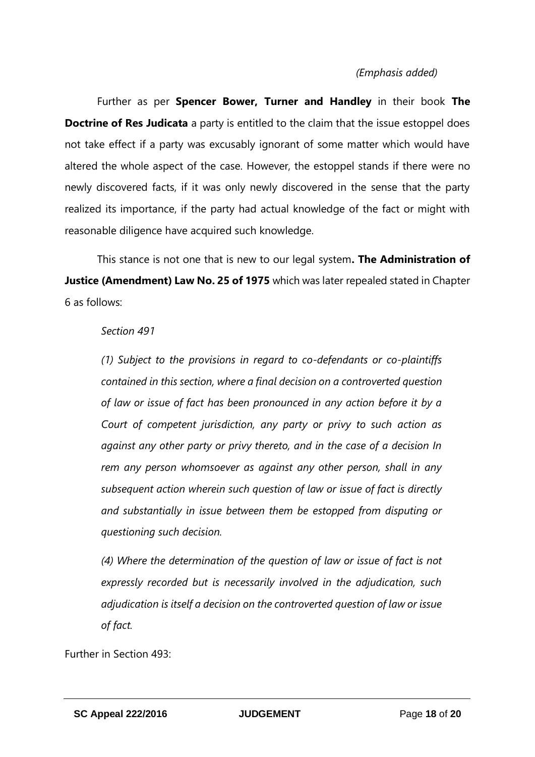*(Emphasis added)*

Further as per **Spencer Bower, Turner and Handley** in their book **The Doctrine of Res Judicata** a party is entitled to the claim that the issue estoppel does not take effect if a party was excusably ignorant of some matter which would have altered the whole aspect of the case. However, the estoppel stands if there were no newly discovered facts, if it was only newly discovered in the sense that the party realized its importance, if the party had actual knowledge of the fact or might with reasonable diligence have acquired such knowledge.

This stance is not one that is new to our legal system**. The Administration of Justice (Amendment) Law No. 25 of 1975** which was later repealed stated in Chapter 6 as follows:

*Section 491*

*(1) Subject to the provisions in regard to co-defendants or co-plaintiffs contained in this section, where a final decision on a controverted question of law or issue of fact has been pronounced in any action before it by a Court of competent jurisdiction, any party or privy to such action as against any other party or privy thereto, and in the case of a decision In rem any person whomsoever as against any other person, shall in any subsequent action wherein such question of law or issue of fact is directly and substantially in issue between them be estopped from disputing or questioning such decision.*

*(4) Where the determination of the question of law or issue of fact is not expressly recorded but is necessarily involved in the adjudication, such adjudication is itself a decision on the controverted question of law or issue of fact.*

Further in Section 493: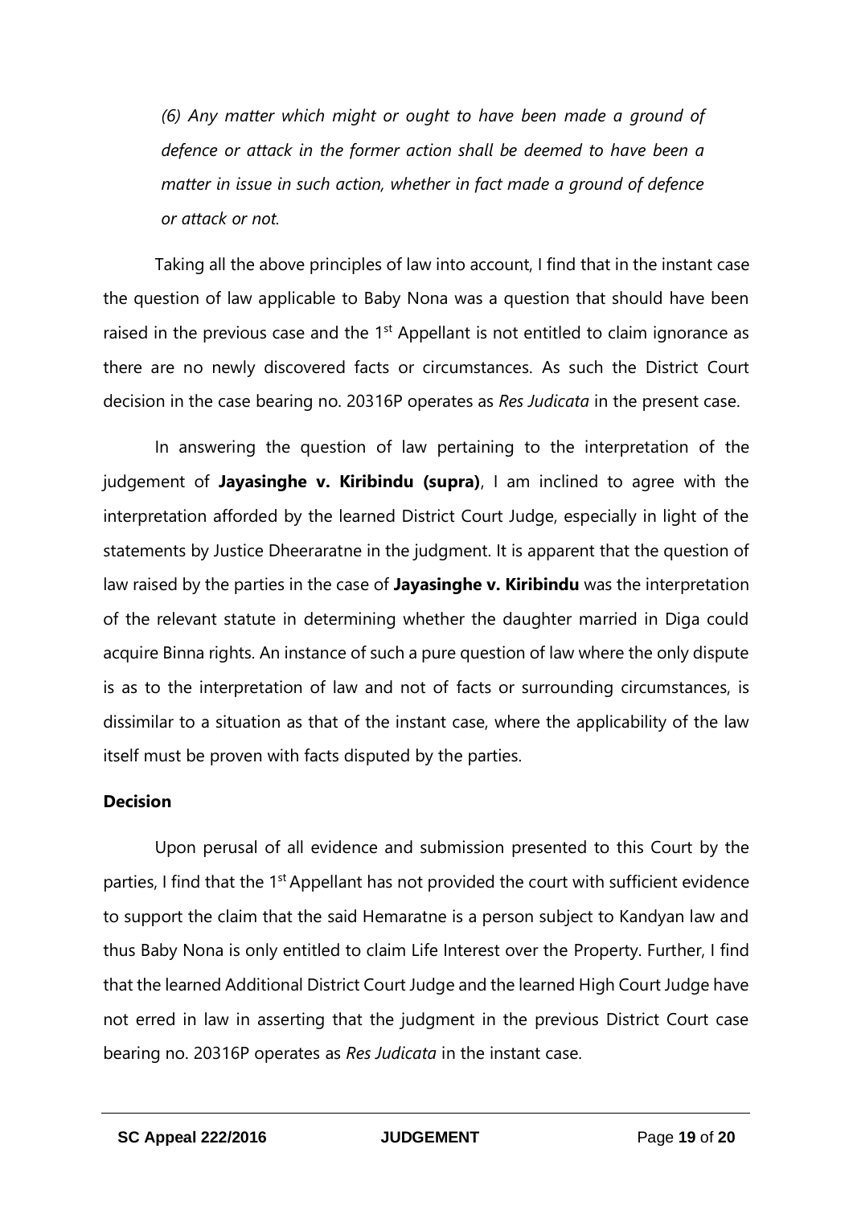*(6) Any matter which might or ought to have been made a ground of defence or attack in the former action shall be deemed to have been a matter in issue in such action, whether in fact made a ground of defence or attack or not.*

Taking all the above principles of law into account, I find that in the instant case the question of law applicable to Baby Nona was a question that should have been raised in the previous case and the 1st Appellant is not entitled to claim ignorance as there are no newly discovered facts or circumstances. As such the District Court decision in the case bearing no. 20316P operates as *Res Judicata* in the present case.

In answering the question of law pertaining to the interpretation of the judgement of **Jayasinghe v. Kiribindu (supra)**, I am inclined to agree with the interpretation afforded by the learned District Court Judge, especially in light of the statements by Justice Dheeraratne in the judgment. It is apparent that the question of law raised by the parties in the case of **Jayasinghe v. Kiribindu** was the interpretation of the relevant statute in determining whether the daughter married in Diga could acquire Binna rights. An instance of such a pure question of law where the only dispute is as to the interpretation of law and not of facts or surrounding circumstances, is dissimilar to a situation as that of the instant case, where the applicability of the law itself must be proven with facts disputed by the parties.

**Decision**

Upon perusal of all evidence and submission presented to this Court by the parties, I find that the 1st Appellant has not provided the court with sufficient evidence to support the claim that the said Hemaratne is a person subject to Kandyan law and thus Baby Nona is only entitled to claim Life Interest over the Property. Further, I find that the learned Additional District Court Judge and the learned High Court Judge have not erred in law in asserting that the judgment in the previous District Court case bearing no. 20316P operates as *Res Judicata* in the instant case.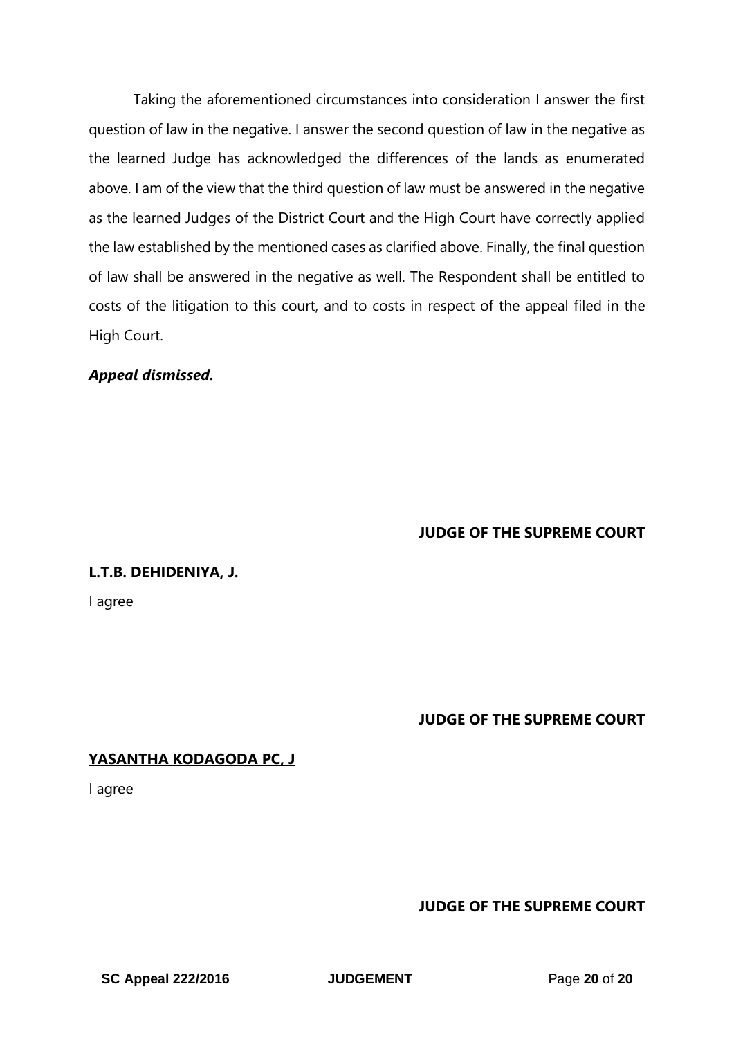Taking the aforementioned circumstances into consideration I answer the first question of law in the negative. I answer the second question of law in the negative as the learned Judge has acknowledged the differences of the lands as enumerated above. I am of the view that the third question of law must be answered in the negative as the learned Judges of the District Court and the High Court have correctly applied the law established by the mentioned cases as clarified above. Finally, the final question of law shall be answered in the negative as well. The Respondent shall be entitled to costs of the litigation to this court, and to costs in respect of the appeal filed in the High Court.

***Appeal dismissed.***

**JUDGE OF THE SUPREME COURT**

**L.T.B. DEHIDENIYA, J.**

I agree

**JUDGE OF THE SUPREME COURT**

**YASANTHA KODAGODA PC, J**

I agree

**JUDGE OF THE SUPREME COURT**